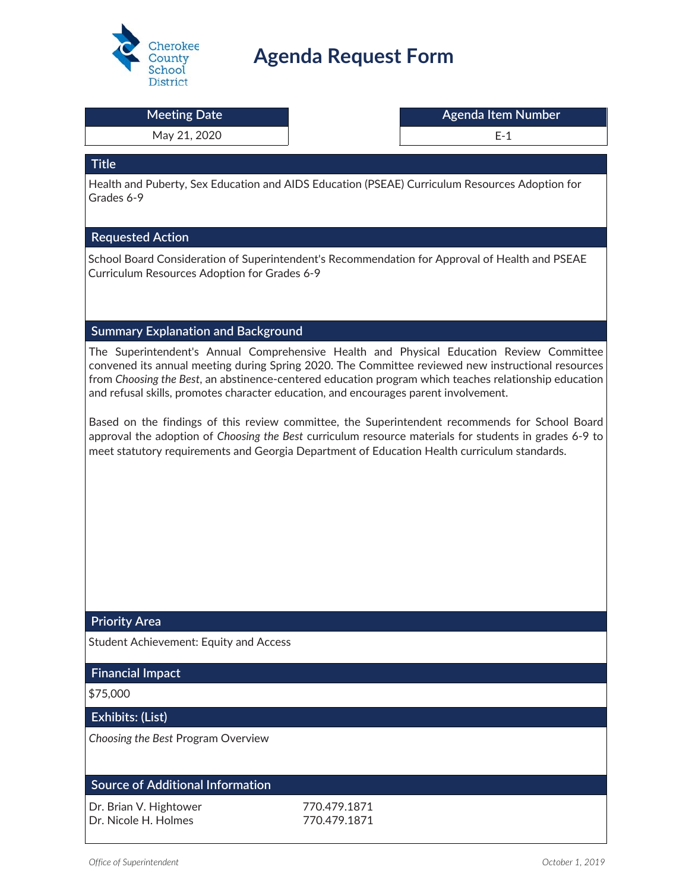Cherokee County School District

# Agenda Request Form

| Meeting Date | Agenda Item Number |
| --- | --- |
| May 21, 2020 | E-1 |

## Title

Health and Puberty, Sex Education and AIDS Education (PSEAE) Curriculum Resources Adoption for Grades 6-9

## Requested Action

School Board Consideration of Superintendent's Recommendation for Approval of Health and PSEAE Curriculum Resources Adoption for Grades 6-9

## Summary Explanation and Background

The Superintendent's Annual Comprehensive Health and Physical Education Review Committee convened its annual meeting during Spring 2020. The Committee reviewed new instructional resources from *Choosing the Best*, an abstinence-centered education program which teaches relationship education and refusal skills, promotes character education, and encourages parent involvement.

Based on the findings of this review committee, the Superintendent recommends for School Board approval the adoption of *Choosing the Best* curriculum resource materials for students in grades 6-9 to meet statutory requirements and Georgia Department of Education Health curriculum standards.

## Priority Area

Student Achievement: Equity and Access

## Financial Impact

$75,000

## Exhibits: (List)

*Choosing the Best* Program Overview

## Source of Additional Information

| | |
| --- | --- |
| Dr. Brian V. Hightower | 770.479.1871 |
| Dr. Nicole H. Holmes | 770.479.1871 |

*Office of Superintendent* *October 1, 2019*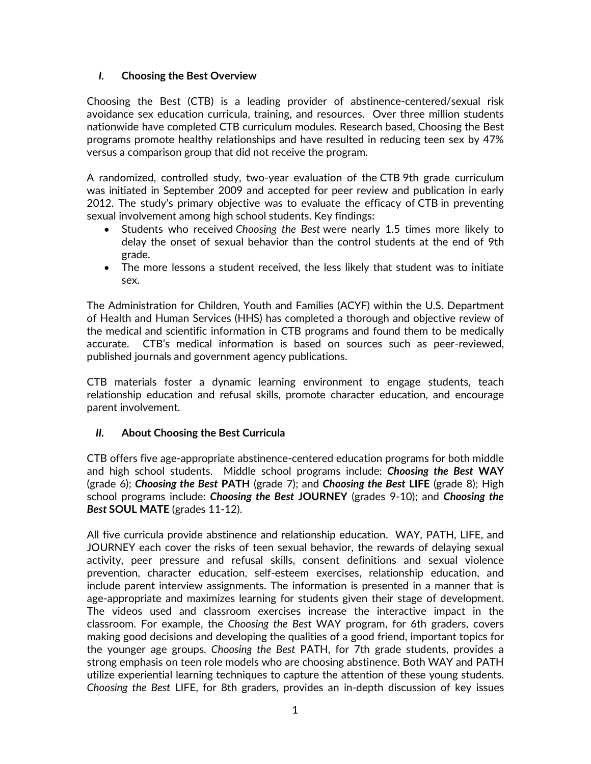## *I.* Choosing the Best Overview

Choosing the Best (CTB) is a leading provider of abstinence-centered/sexual risk avoidance sex education curricula, training, and resources. Over three million students nationwide have completed CTB curriculum modules. Research based, Choosing the Best programs promote healthy relationships and have resulted in reducing teen sex by 47% versus a comparison group that did not receive the program.

A randomized, controlled study, two-year evaluation of the CTB 9th grade curriculum was initiated in September 2009 and accepted for peer review and publication in early 2012. The study's primary objective was to evaluate the efficacy of CTB in preventing sexual involvement among high school students. Key findings:

- Students who received *Choosing the Best* were nearly 1.5 times more likely to delay the onset of sexual behavior than the control students at the end of 9th grade.
- The more lessons a student received, the less likely that student was to initiate sex.

The Administration for Children, Youth and Families (ACYF) within the U.S. Department of Health and Human Services (HHS) has completed a thorough and objective review of the medical and scientific information in CTB programs and found them to be medically accurate. CTB's medical information is based on sources such as peer-reviewed, published journals and government agency publications.

CTB materials foster a dynamic learning environment to engage students, teach relationship education and refusal skills, promote character education, and encourage parent involvement.

## *II.* About Choosing the Best Curricula

CTB offers five age-appropriate abstinence-centered education programs for both middle and high school students. Middle school programs include: ***Choosing the Best*** **WAY** (grade 6); ***Choosing the Best*** **PATH** (grade 7); and ***Choosing the Best*** **LIFE** (grade 8); High school programs include: ***Choosing the Best*** **JOURNEY** (grades 9-10); and ***Choosing the Best*** **SOUL MATE** (grades 11-12).

All five curricula provide abstinence and relationship education. WAY, PATH, LIFE, and JOURNEY each cover the risks of teen sexual behavior, the rewards of delaying sexual activity, peer pressure and refusal skills, consent definitions and sexual violence prevention, character education, self-esteem exercises, relationship education, and include parent interview assignments. The information is presented in a manner that is age-appropriate and maximizes learning for students given their stage of development. The videos used and classroom exercises increase the interactive impact in the classroom. For example, the *Choosing the Best* WAY program, for 6th graders, covers making good decisions and developing the qualities of a good friend, important topics for the younger age groups. *Choosing the Best* PATH, for 7th grade students, provides a strong emphasis on teen role models who are choosing abstinence. Both WAY and PATH utilize experiential learning techniques to capture the attention of these young students. *Choosing the Best* LIFE, for 8th graders, provides an in-depth discussion of key issues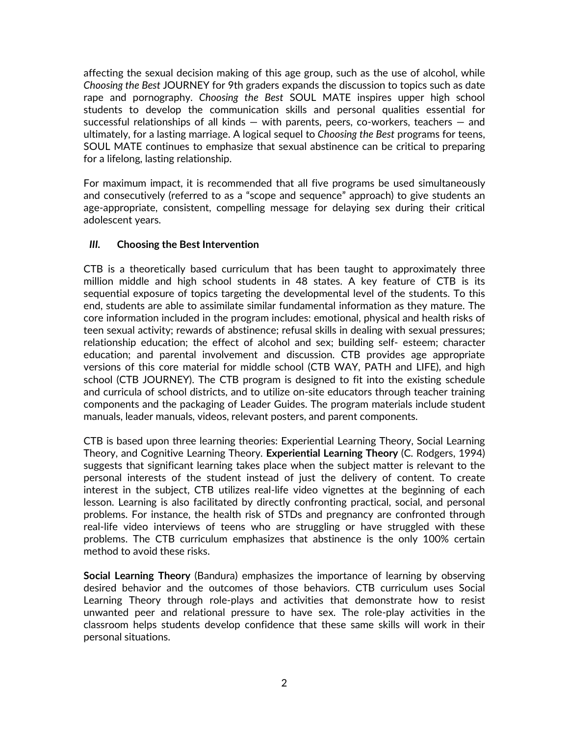affecting the sexual decision making of this age group, such as the use of alcohol, while *Choosing the Best* JOURNEY for 9th graders expands the discussion to topics such as date rape and pornography. *Choosing the Best* SOUL MATE inspires upper high school students to develop the communication skills and personal qualities essential for successful relationships of all kinds — with parents, peers, co-workers, teachers — and ultimately, for a lasting marriage. A logical sequel to *Choosing the Best* programs for teens, SOUL MATE continues to emphasize that sexual abstinence can be critical to preparing for a lifelong, lasting relationship.

For maximum impact, it is recommended that all five programs be used simultaneously and consecutively (referred to as a "scope and sequence" approach) to give students an age-appropriate, consistent, compelling message for delaying sex during their critical adolescent years.

## ***III.*** **Choosing the Best Intervention**

CTB is a theoretically based curriculum that has been taught to approximately three million middle and high school students in 48 states. A key feature of CTB is its sequential exposure of topics targeting the developmental level of the students. To this end, students are able to assimilate similar fundamental information as they mature. The core information included in the program includes: emotional, physical and health risks of teen sexual activity; rewards of abstinence; refusal skills in dealing with sexual pressures; relationship education; the effect of alcohol and sex; building self- esteem; character education; and parental involvement and discussion. CTB provides age appropriate versions of this core material for middle school (CTB WAY, PATH and LIFE), and high school (CTB JOURNEY). The CTB program is designed to fit into the existing schedule and curricula of school districts, and to utilize on-site educators through teacher training components and the packaging of Leader Guides. The program materials include student manuals, leader manuals, videos, relevant posters, and parent components.

CTB is based upon three learning theories: Experiential Learning Theory, Social Learning Theory, and Cognitive Learning Theory. **Experiential Learning Theory** (C. Rodgers, 1994) suggests that significant learning takes place when the subject matter is relevant to the personal interests of the student instead of just the delivery of content. To create interest in the subject, CTB utilizes real-life video vignettes at the beginning of each lesson. Learning is also facilitated by directly confronting practical, social, and personal problems. For instance, the health risk of STDs and pregnancy are confronted through real-life video interviews of teens who are struggling or have struggled with these problems. The CTB curriculum emphasizes that abstinence is the only 100% certain method to avoid these risks.

**Social Learning Theory** (Bandura) emphasizes the importance of learning by observing desired behavior and the outcomes of those behaviors. CTB curriculum uses Social Learning Theory through role-plays and activities that demonstrate how to resist unwanted peer and relational pressure to have sex. The role-play activities in the classroom helps students develop confidence that these same skills will work in their personal situations.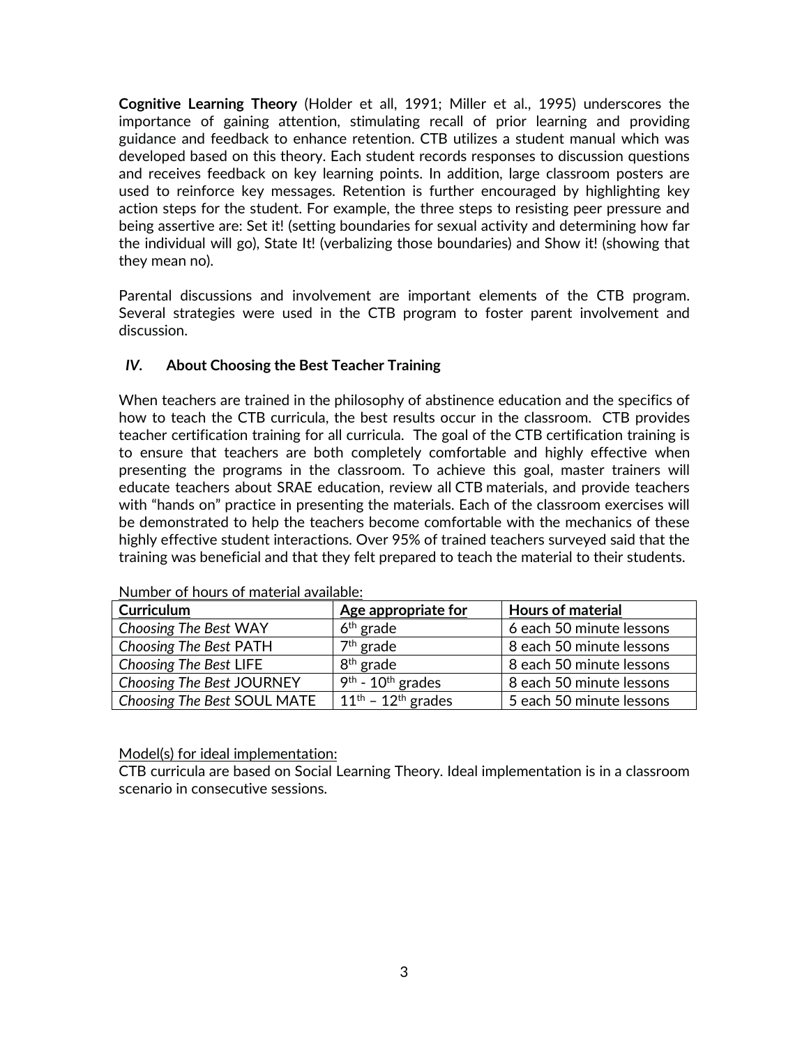**Cognitive Learning Theory** (Holder et all, 1991; Miller et al., 1995) underscores the importance of gaining attention, stimulating recall of prior learning and providing guidance and feedback to enhance retention. CTB utilizes a student manual which was developed based on this theory. Each student records responses to discussion questions and receives feedback on key learning points. In addition, large classroom posters are used to reinforce key messages. Retention is further encouraged by highlighting key action steps for the student. For example, the three steps to resisting peer pressure and being assertive are: Set it! (setting boundaries for sexual activity and determining how far the individual will go), State It! (verbalizing those boundaries) and Show it! (showing that they mean no).

Parental discussions and involvement are important elements of the CTB program. Several strategies were used in the CTB program to foster parent involvement and discussion.

## *IV.* About Choosing the Best Teacher Training

When teachers are trained in the philosophy of abstinence education and the specifics of how to teach the CTB curricula, the best results occur in the classroom. CTB provides teacher certification training for all curricula. The goal of the CTB certification training is to ensure that teachers are both completely comfortable and highly effective when presenting the programs in the classroom. To achieve this goal, master trainers will educate teachers about SRAE education, review all CTB materials, and provide teachers with "hands on" practice in presenting the materials. Each of the classroom exercises will be demonstrated to help the teachers become comfortable with the mechanics of these highly effective student interactions. Over 95% of trained teachers surveyed said that the training was beneficial and that they felt prepared to teach the material to their students.

Number of hours of material available:

| Curriculum | Age appropriate for | Hours of material |
| --- | --- | --- |
| *Choosing The Best* WAY | 6th grade | 6 each 50 minute lessons |
| *Choosing The Best* PATH | 7th grade | 8 each 50 minute lessons |
| *Choosing The Best* LIFE | 8th grade | 8 each 50 minute lessons |
| *Choosing The Best* JOURNEY | 9th - 10th grades | 8 each 50 minute lessons |
| *Choosing The Best* SOUL MATE | 11th – 12th grades | 5 each 50 minute lessons |

Model(s) for ideal implementation:

CTB curricula are based on Social Learning Theory. Ideal implementation is in a classroom scenario in consecutive sessions.